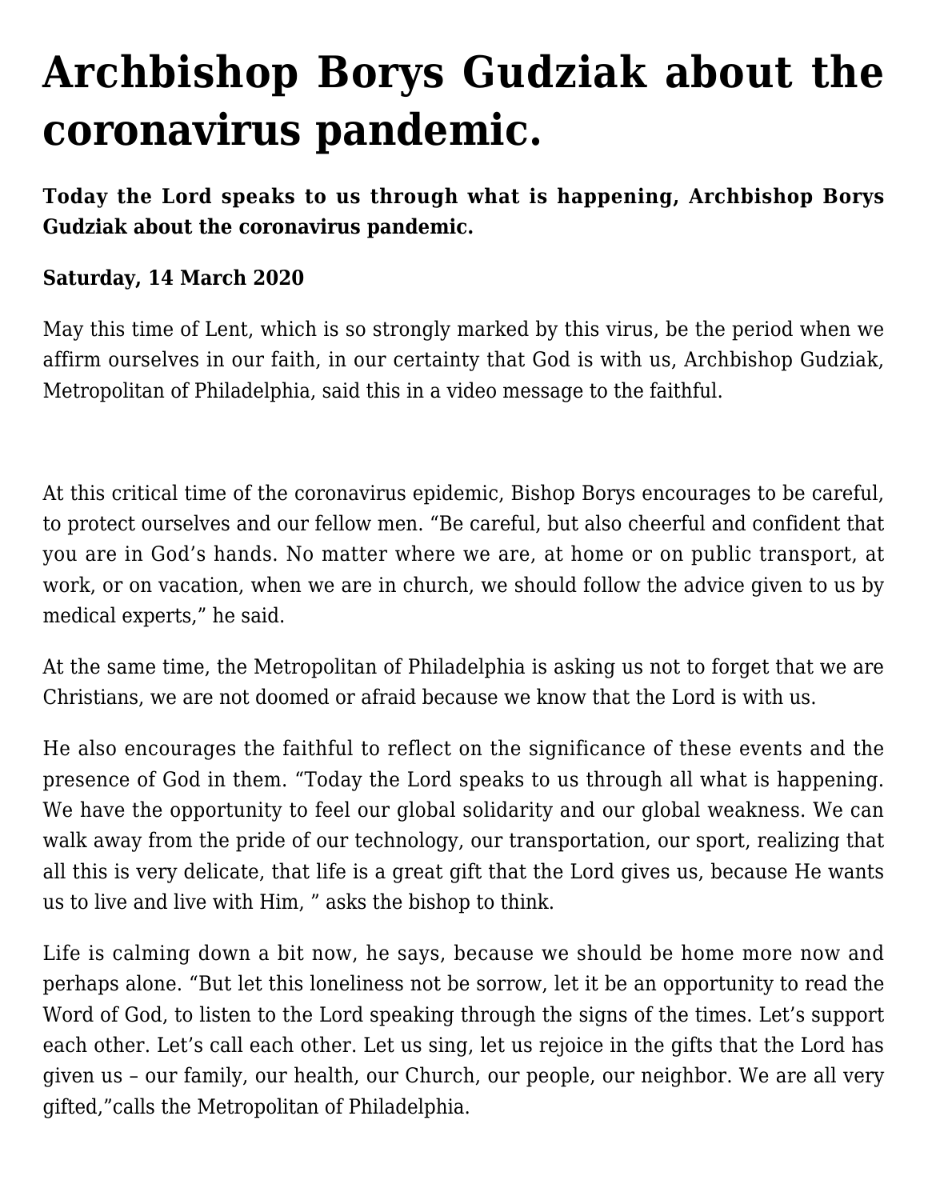# Archbishop Borys Gudziak about the coronavirus pandemic.

**Today the Lord speaks to us through what is happening, Archbishop Borys Gudziak about the coronavirus pandemic.**

**Saturday, 14 March 2020**

May this time of Lent, which is so strongly marked by this virus, be the period when we affirm ourselves in our faith, in our certainty that God is with us, Archbishop Gudziak, Metropolitan of Philadelphia, said this in a video message to the faithful.

At this critical time of the coronavirus epidemic, Bishop Borys encourages to be careful, to protect ourselves and our fellow men. "Be careful, but also cheerful and confident that you are in God's hands. No matter where we are, at home or on public transport, at work, or on vacation, when we are in church, we should follow the advice given to us by medical experts," he said.

At the same time, the Metropolitan of Philadelphia is asking us not to forget that we are Christians, we are not doomed or afraid because we know that the Lord is with us.

He also encourages the faithful to reflect on the significance of these events and the presence of God in them. "Today the Lord speaks to us through all what is happening. We have the opportunity to feel our global solidarity and our global weakness. We can walk away from the pride of our technology, our transportation, our sport, realizing that all this is very delicate, that life is a great gift that the Lord gives us, because He wants us to live and live with Him, " asks the bishop to think.

Life is calming down a bit now, he says, because we should be home more now and perhaps alone. "But let this loneliness not be sorrow, let it be an opportunity to read the Word of God, to listen to the Lord speaking through the signs of the times. Let's support each other. Let's call each other. Let us sing, let us rejoice in the gifts that the Lord has given us – our family, our health, our Church, our people, our neighbor. We are all very gifted,"calls the Metropolitan of Philadelphia.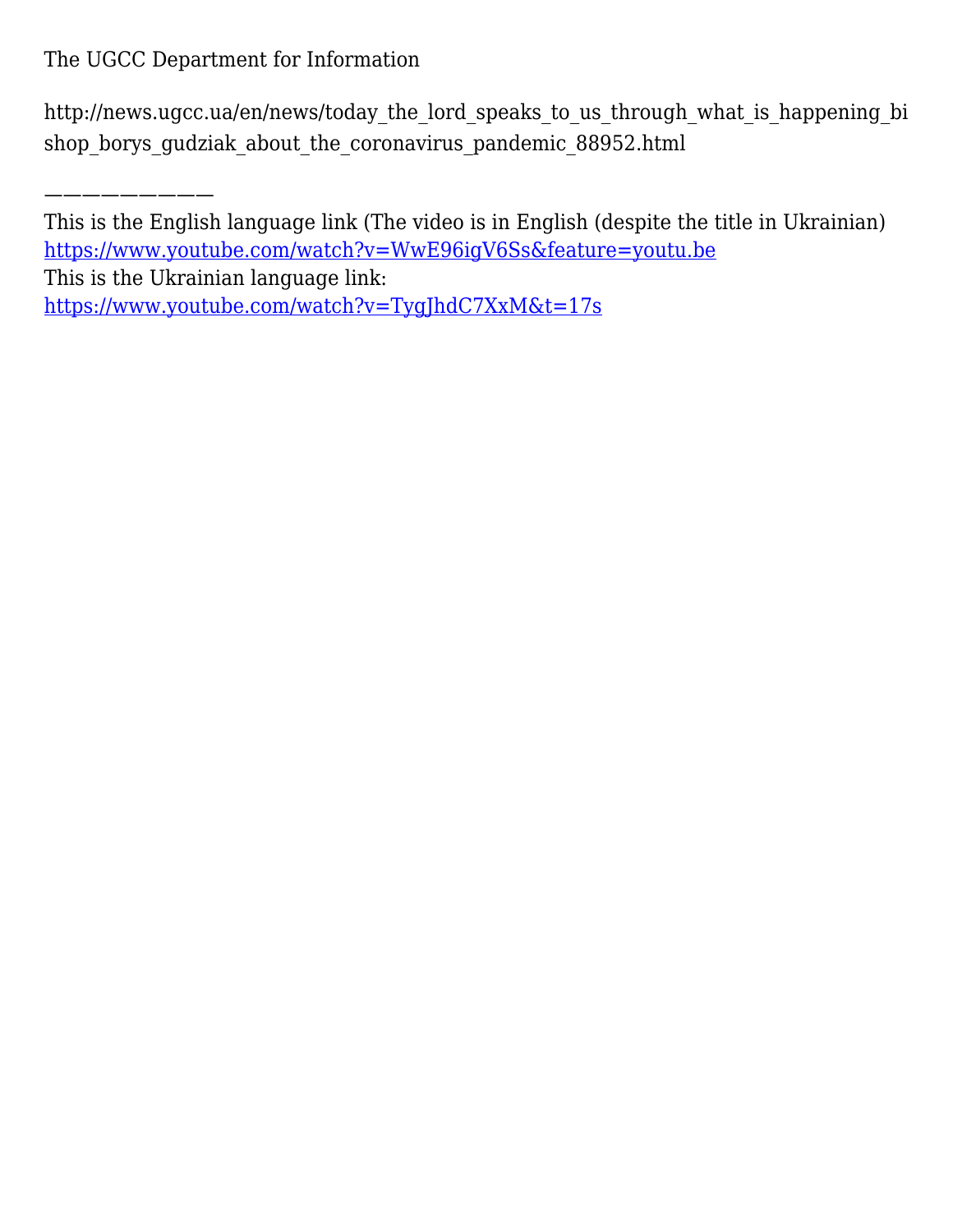The UGCC Department for Information

http://news.ugcc.ua/en/news/today_the_lord_speaks_to_us_through_what_is_happening_bishop_borys_gudziak_about_the_coronavirus_pandemic_88952.html

——————————

This is the English language link (The video is in English (despite the title in Ukrainian)
https://www.youtube.com/watch?v=WwE96igV6Ss&feature=youtu.be
This is the Ukrainian language link:
https://www.youtube.com/watch?v=TygJhdC7XxM&t=17s